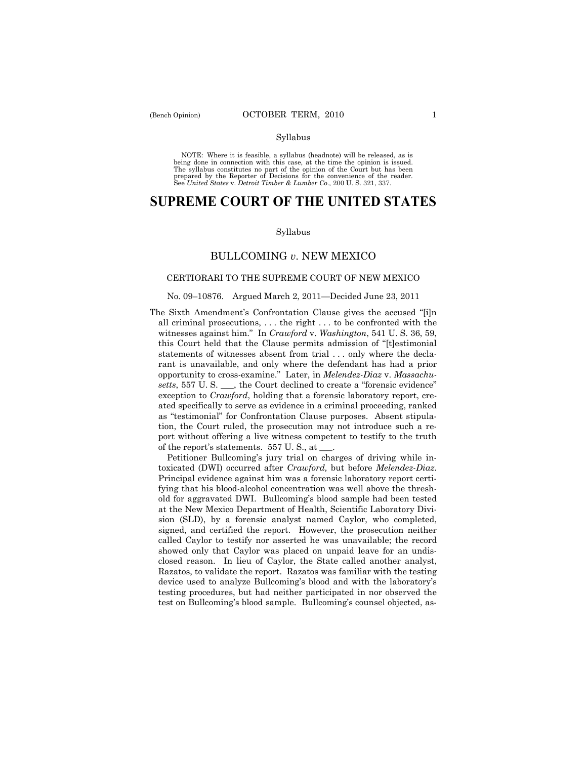Syllabus

NOTE: Where it is feasible, a syllabus (headnote) will be released, as is being done in connection with this case, at the time the opinion is issued. The syllabus constitutes no part of the opinion of the Court but has been prepared by the Reporter of Decisions for the convenience of the reader. See *United States* v. *Detroit Timber & Lumber Co.,* 200 U. S. 321, 337.

# SUPREME COURT OF THE UNITED STATES

Syllabus

## BULLCOMING *v.* NEW MEXICO

### CERTIORARI TO THE SUPREME COURT OF NEW MEXICO

No. 09–10876. Argued March 2, 2011—Decided June 23, 2011

The Sixth Amendment's Confrontation Clause gives the accused "[i]n all criminal prosecutions, . . . the right . . . to be confronted with the witnesses against him." In *Crawford* v. *Washington*, 541 U. S. 36, 59, this Court held that the Clause permits admission of "[t]estimonial statements of witnesses absent from trial . . . only where the declarant is unavailable, and only where the defendant has had a prior opportunity to cross-examine." Later, in *Melendez-Diaz* v. *Massachusetts*, 557 U. S. ___, the Court declined to create a "forensic evidence" exception to *Crawford*, holding that a forensic laboratory report, created specifically to serve as evidence in a criminal proceeding, ranked as "testimonial" for Confrontation Clause purposes. Absent stipulation, the Court ruled, the prosecution may not introduce such a report without offering a live witness competent to testify to the truth of the report's statements. 557 U. S., at ___.

Petitioner Bullcoming's jury trial on charges of driving while intoxicated (DWI) occurred after *Crawford,* but before *Melendez-Diaz.* Principal evidence against him was a forensic laboratory report certifying that his blood-alcohol concentration was well above the threshold for aggravated DWI. Bullcoming's blood sample had been tested at the New Mexico Department of Health, Scientific Laboratory Division (SLD), by a forensic analyst named Caylor, who completed, signed, and certified the report. However, the prosecution neither called Caylor to testify nor asserted he was unavailable; the record showed only that Caylor was placed on unpaid leave for an undisclosed reason. In lieu of Caylor, the State called another analyst, Razatos, to validate the report. Razatos was familiar with the testing device used to analyze Bullcoming's blood and with the laboratory's testing procedures, but had neither participated in nor observed the test on Bullcoming's blood sample. Bullcoming's counsel objected, as-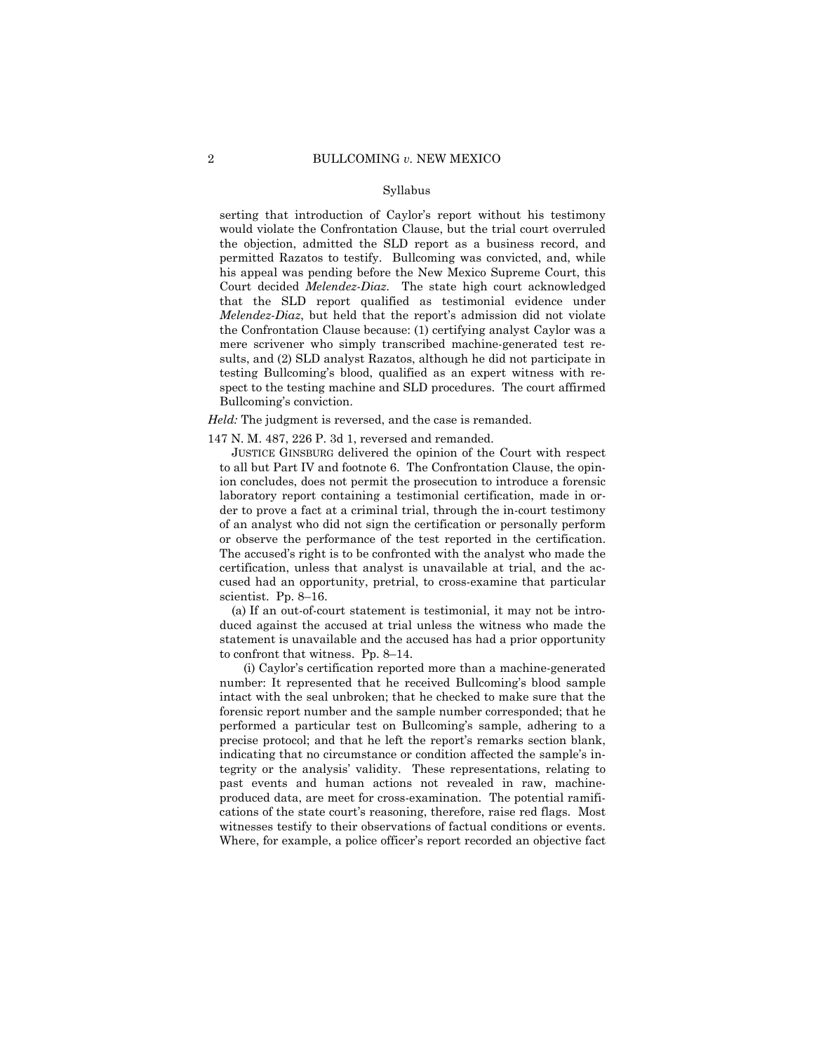Syllabus

serting that introduction of Caylor's report without his testimony would violate the Confrontation Clause, but the trial court overruled the objection, admitted the SLD report as a business record, and permitted Razatos to testify. Bullcoming was convicted, and, while his appeal was pending before the New Mexico Supreme Court, this Court decided *Melendez-Diaz*. The state high court acknowledged that the SLD report qualified as testimonial evidence under *Melendez-Diaz*, but held that the report's admission did not violate the Confrontation Clause because: (1) certifying analyst Caylor was a mere scrivener who simply transcribed machine-generated test results, and (2) SLD analyst Razatos, although he did not participate in testing Bullcoming's blood, qualified as an expert witness with respect to the testing machine and SLD procedures. The court affirmed Bullcoming's conviction.

*Held:* The judgment is reversed, and the case is remanded.

147 N. M. 487, 226 P. 3d 1, reversed and remanded.

JUSTICE GINSBURG delivered the opinion of the Court with respect to all but Part IV and footnote 6. The Confrontation Clause, the opinion concludes, does not permit the prosecution to introduce a forensic laboratory report containing a testimonial certification, made in order to prove a fact at a criminal trial, through the in-court testimony of an analyst who did not sign the certification or personally perform or observe the performance of the test reported in the certification. The accused's right is to be confronted with the analyst who made the certification, unless that analyst is unavailable at trial, and the accused had an opportunity, pretrial, to cross-examine that particular scientist. Pp. 8–16.

(a) If an out-of-court statement is testimonial, it may not be introduced against the accused at trial unless the witness who made the statement is unavailable and the accused has had a prior opportunity to confront that witness. Pp. 8–14.

(i) Caylor's certification reported more than a machine-generated number: It represented that he received Bullcoming's blood sample intact with the seal unbroken; that he checked to make sure that the forensic report number and the sample number corresponded; that he performed a particular test on Bullcoming's sample, adhering to a precise protocol; and that he left the report's remarks section blank, indicating that no circumstance or condition affected the sample's integrity or the analysis' validity. These representations, relating to past events and human actions not revealed in raw, machine-produced data, are meet for cross-examination. The potential ramifications of the state court's reasoning, therefore, raise red flags. Most witnesses testify to their observations of factual conditions or events. Where, for example, a police officer's report recorded an objective fact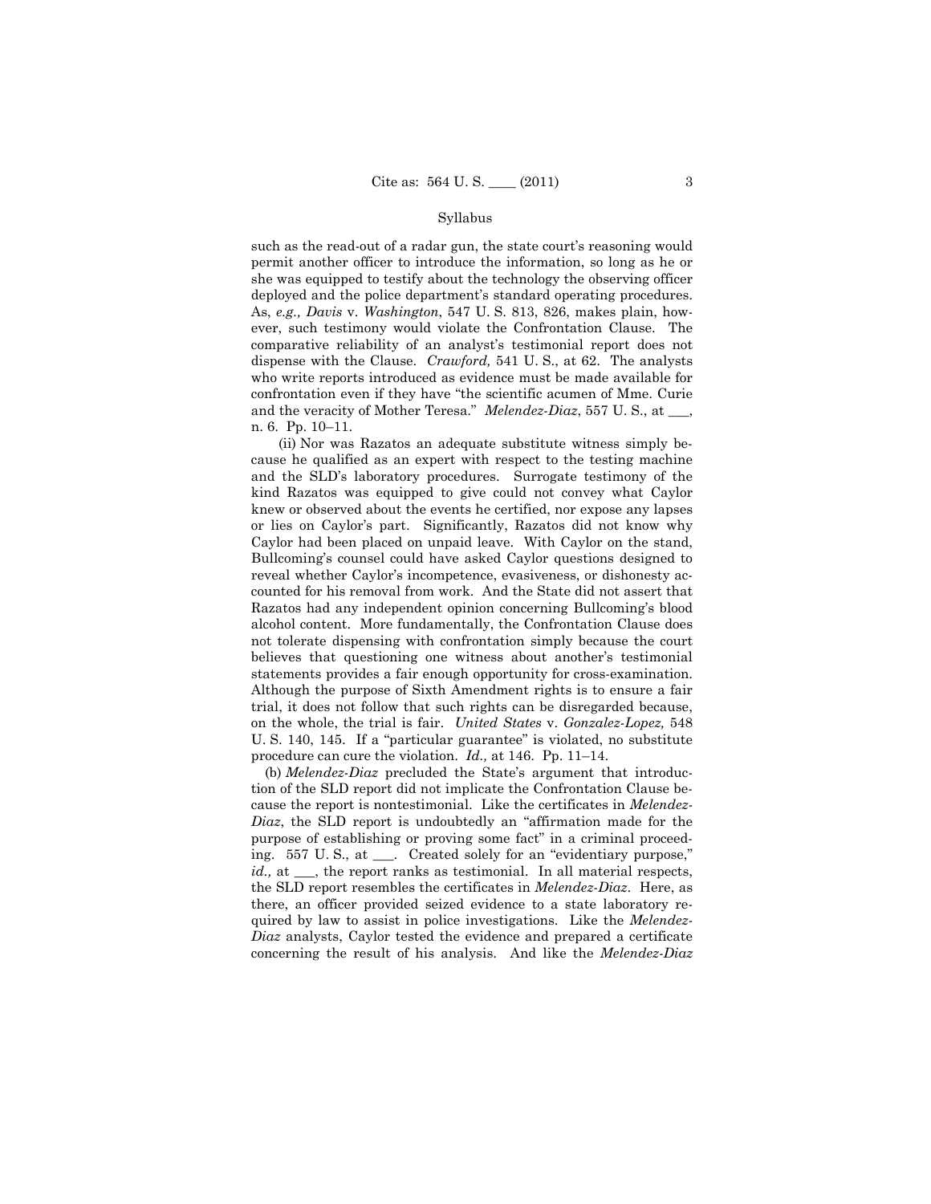such as the read-out of a radar gun, the state court's reasoning would permit another officer to introduce the information, so long as he or she was equipped to testify about the technology the observing officer deployed and the police department's standard operating procedures. As, *e.g., Davis* v. *Washington*, 547 U. S. 813, 826, makes plain, however, such testimony would violate the Confrontation Clause. The comparative reliability of an analyst's testimonial report does not dispense with the Clause. *Crawford,* 541 U. S., at 62. The analysts who write reports introduced as evidence must be made available for confrontation even if they have "the scientific acumen of Mme. Curie and the veracity of Mother Teresa." *Melendez-Diaz*, 557 U. S., at \_\_\_, n. 6. Pp. 10–11.

(ii) Nor was Razatos an adequate substitute witness simply because he qualified as an expert with respect to the testing machine and the SLD's laboratory procedures. Surrogate testimony of the kind Razatos was equipped to give could not convey what Caylor knew or observed about the events he certified, nor expose any lapses or lies on Caylor's part. Significantly, Razatos did not know why Caylor had been placed on unpaid leave. With Caylor on the stand, Bullcoming's counsel could have asked Caylor questions designed to reveal whether Caylor's incompetence, evasiveness, or dishonesty accounted for his removal from work. And the State did not assert that Razatos had any independent opinion concerning Bullcoming's blood alcohol content. More fundamentally, the Confrontation Clause does not tolerate dispensing with confrontation simply because the court believes that questioning one witness about another's testimonial statements provides a fair enough opportunity for cross-examination. Although the purpose of Sixth Amendment rights is to ensure a fair trial, it does not follow that such rights can be disregarded because, on the whole, the trial is fair. *United States* v. *Gonzalez-Lopez,* 548 U. S. 140, 145. If a "particular guarantee" is violated, no substitute procedure can cure the violation. *Id.,* at 146. Pp. 11–14.

(b) *Melendez-Diaz* precluded the State's argument that introduction of the SLD report did not implicate the Confrontation Clause because the report is nontestimonial. Like the certificates in *Melendez-Diaz*, the SLD report is undoubtedly an "affirmation made for the purpose of establishing or proving some fact" in a criminal proceeding. 557 U. S., at \_\_\_. Created solely for an "evidentiary purpose," *id.,* at \_\_\_, the report ranks as testimonial. In all material respects, the SLD report resembles the certificates in *Melendez-Diaz*. Here, as there, an officer provided seized evidence to a state laboratory required by law to assist in police investigations. Like the *Melendez-Diaz* analysts, Caylor tested the evidence and prepared a certificate concerning the result of his analysis. And like the *Melendez-Diaz*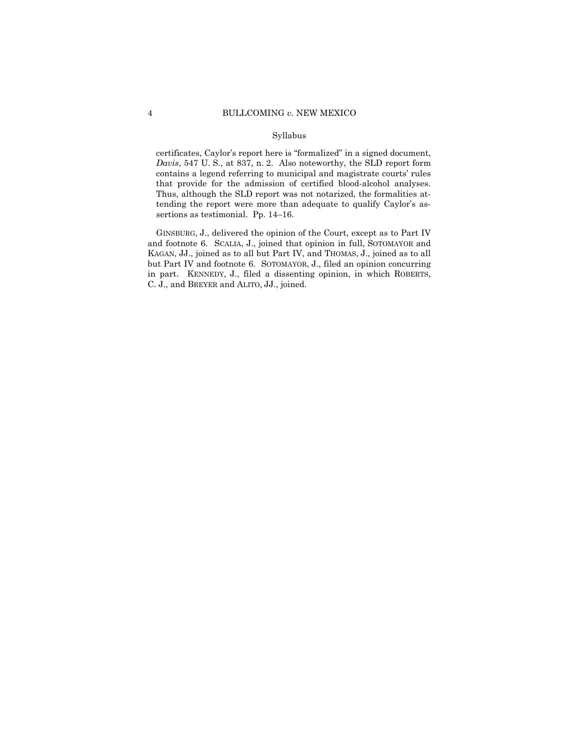certificates, Caylor's report here is "formalized" in a signed document, *Davis*, 547 U. S., at 837, n. 2. Also noteworthy, the SLD report form contains a legend referring to municipal and magistrate courts' rules that provide for the admission of certified blood-alcohol analyses. Thus, although the SLD report was not notarized, the formalities attending the report were more than adequate to qualify Caylor's assertions as testimonial. Pp. 14–16.

GINSBURG, J., delivered the opinion of the Court, except as to Part IV and footnote 6. SCALIA, J., joined that opinion in full, SOTOMAYOR and KAGAN, JJ., joined as to all but Part IV, and THOMAS, J., joined as to all but Part IV and footnote 6. SOTOMAYOR, J., filed an opinion concurring in part. KENNEDY, J., filed a dissenting opinion, in which ROBERTS, C. J., and BREYER and ALITO, JJ., joined.